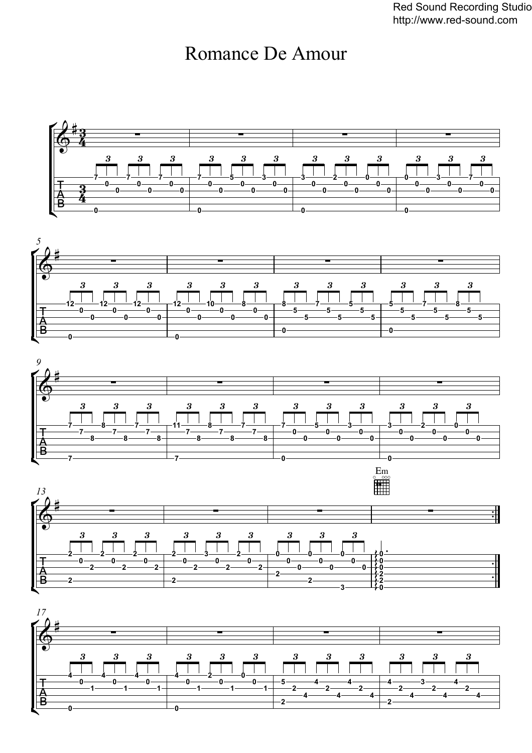# Romance De Amour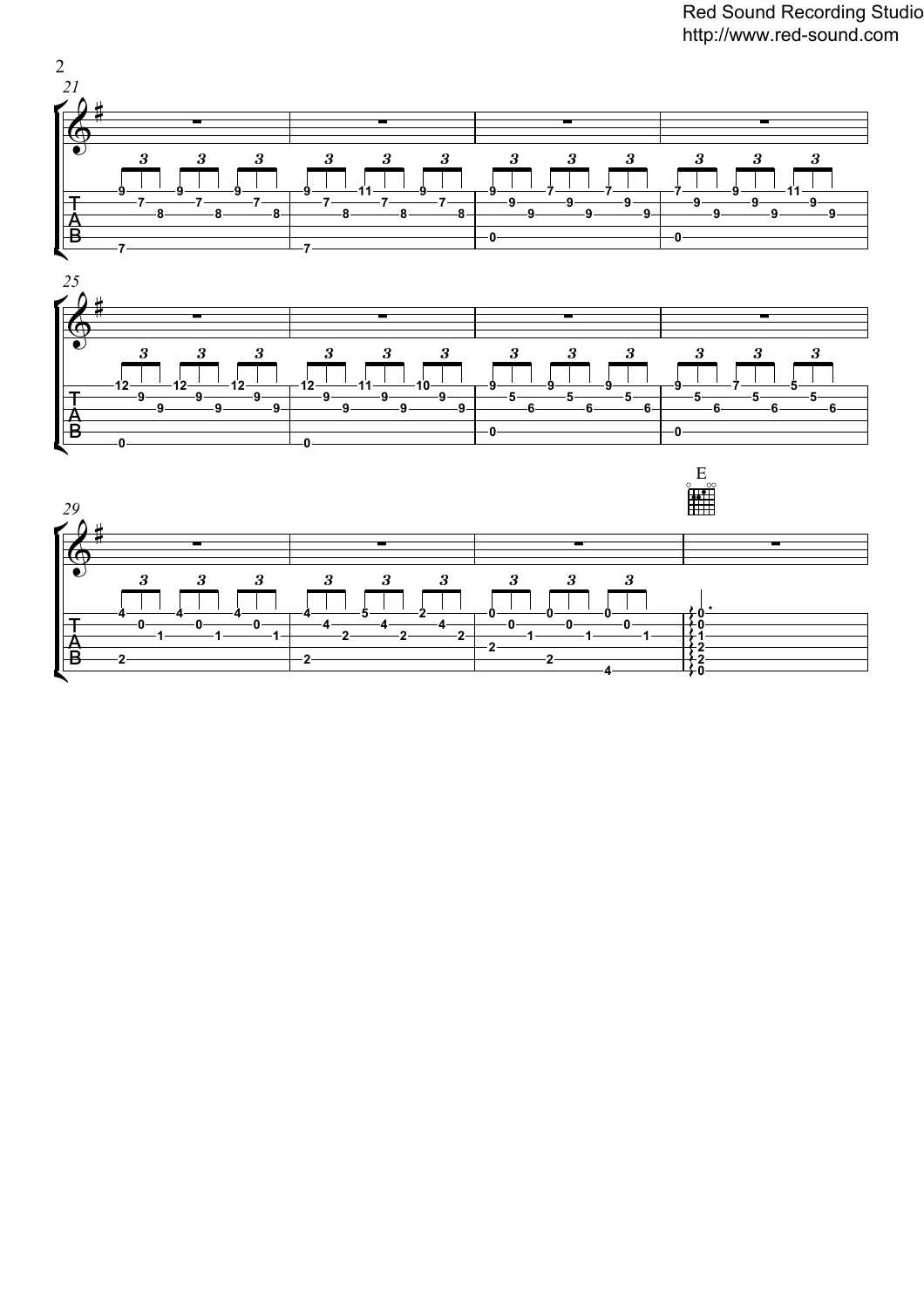21

25

29

E